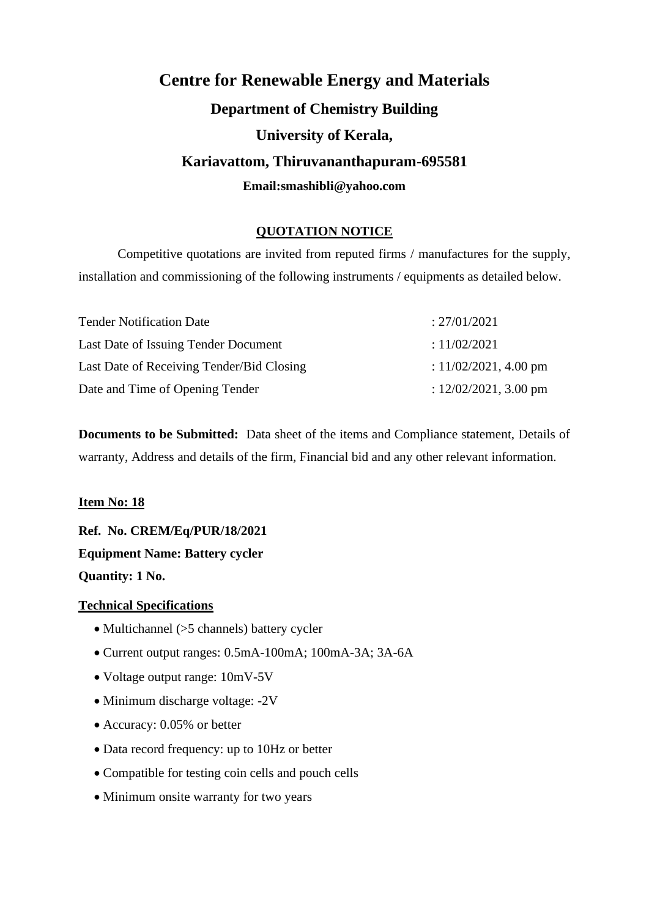# Centre for Renewable Energy and Materials

## Department of Chemistry Building

## University of Kerala,

## Kariavattom, Thiruvananthapuram-695581

**Email:smashibli@yahoo.com**

**QUOTATION NOTICE**

Competitive quotations are invited from reputed firms / manufactures for the supply, installation and commissioning of the following instruments / equipments as detailed below.

| | |
|---|---|
| Tender Notification Date | : 27/01/2021 |
| Last Date of Issuing Tender Document | : 11/02/2021 |
| Last Date of Receiving Tender/Bid Closing | : 11/02/2021, 4.00 pm |
| Date and Time of Opening Tender | : 12/02/2021, 3.00 pm |

**Documents to be Submitted:** Data sheet of the items and Compliance statement, Details of warranty, Address and details of the firm, Financial bid and any other relevant information.

**Item No: 18**

**Ref. No. CREM/Eq/PUR/18/2021**

**Equipment Name: Battery cycler**

**Quantity: 1 No.**

**Technical Specifications**

- Multichannel (>5 channels) battery cycler
- Current output ranges: 0.5mA-100mA; 100mA-3A; 3A-6A
- Voltage output range: 10mV-5V
- Minimum discharge voltage: -2V
- Accuracy: 0.05% or better
- Data record frequency: up to 10Hz or better
- Compatible for testing coin cells and pouch cells
- Minimum onsite warranty for two years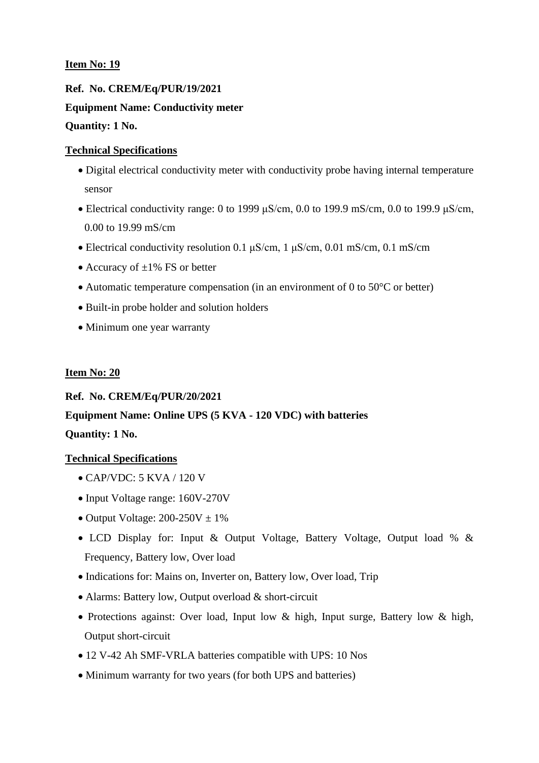**Item No: 19**

**Ref. No. CREM/Eq/PUR/19/2021**

**Equipment Name: Conductivity meter**

**Quantity: 1 No.**

**Technical Specifications**

- Digital electrical conductivity meter with conductivity probe having internal temperature sensor
- Electrical conductivity range: 0 to 1999 μS/cm, 0.0 to 199.9 mS/cm, 0.0 to 199.9 μS/cm, 0.00 to 19.99 mS/cm
- Electrical conductivity resolution 0.1 μS/cm, 1 μS/cm, 0.01 mS/cm, 0.1 mS/cm
- Accuracy of ±1% FS or better
- Automatic temperature compensation (in an environment of 0 to 50°C or better)
- Built-in probe holder and solution holders
- Minimum one year warranty

**Item No: 20**

**Ref. No. CREM/Eq/PUR/20/2021**

**Equipment Name: Online UPS (5 KVA - 120 VDC) with batteries**

**Quantity: 1 No.**

**Technical Specifications**

- CAP/VDC: 5 KVA / 120 V
- Input Voltage range: 160V-270V
- Output Voltage: 200-250V ± 1%
- LCD Display for: Input & Output Voltage, Battery Voltage, Output load % & Frequency, Battery low, Over load
- Indications for: Mains on, Inverter on, Battery low, Over load, Trip
- Alarms: Battery low, Output overload & short-circuit
- Protections against: Over load, Input low & high, Input surge, Battery low & high, Output short-circuit
- 12 V-42 Ah SMF-VRLA batteries compatible with UPS: 10 Nos
- Minimum warranty for two years (for both UPS and batteries)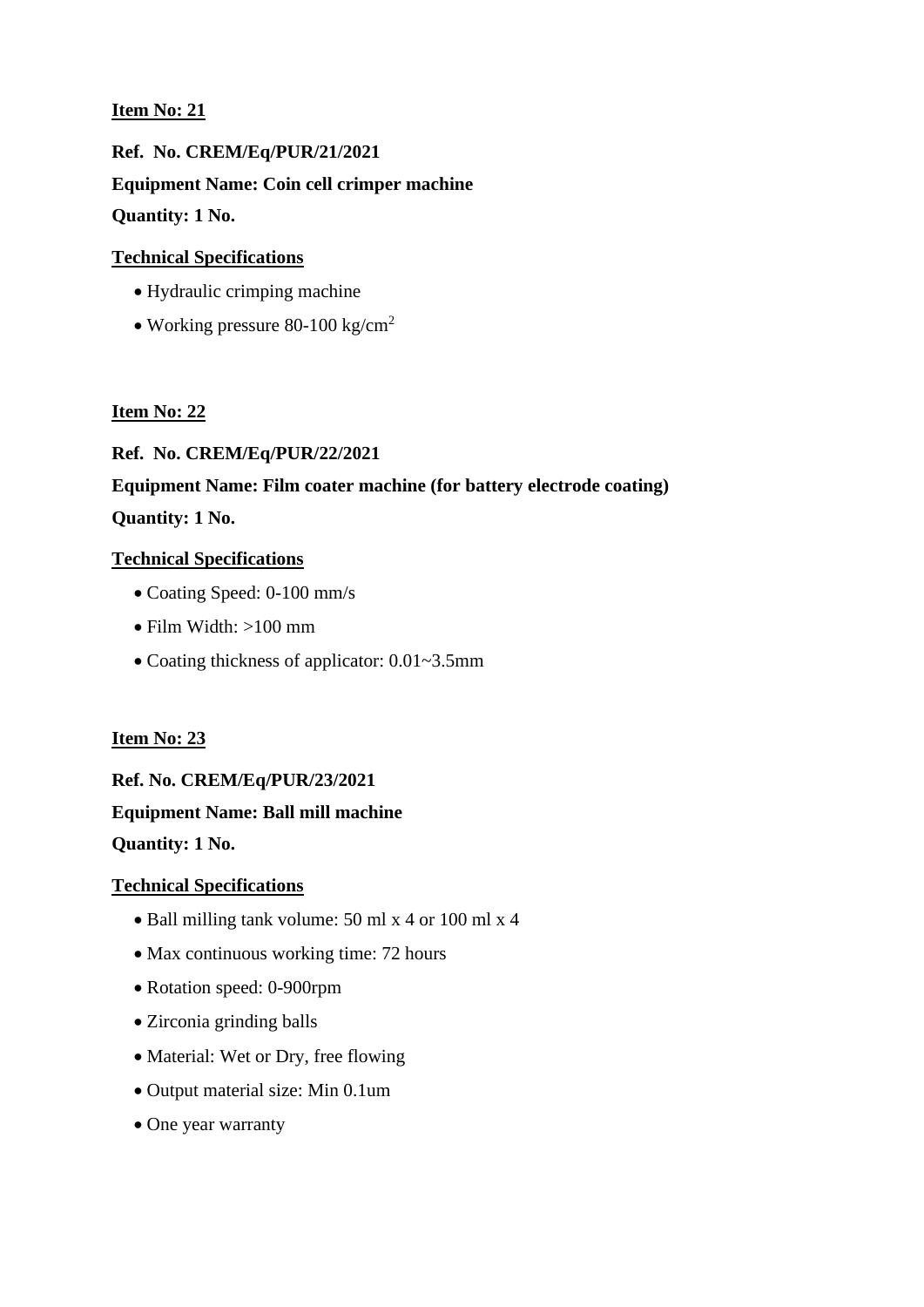**Item No: 21**

**Ref. No. CREM/Eq/PUR/21/2021**

**Equipment Name: Coin cell crimper machine**

**Quantity: 1 No.**

**Technical Specifications**

- Hydraulic crimping machine
- Working pressure 80-100 $kg/cm^2$

**Item No: 22**

**Ref. No. CREM/Eq/PUR/22/2021**

**Equipment Name: Film coater machine (for battery electrode coating)**

**Quantity: 1 No.**

**Technical Specifications**

- Coating Speed: 0-100 mm/s
- Film Width: >100 mm
- Coating thickness of applicator: 0.01~3.5mm

**Item No: 23**

**Ref. No. CREM/Eq/PUR/23/2021**

**Equipment Name: Ball mill machine**

**Quantity: 1 No.**

**Technical Specifications**

- Ball milling tank volume: 50 ml x 4 or 100 ml x 4
- Max continuous working time: 72 hours
- Rotation speed: 0-900rpm
- Zirconia grinding balls
- Material: Wet or Dry, free flowing
- Output material size: Min 0.1um
- One year warranty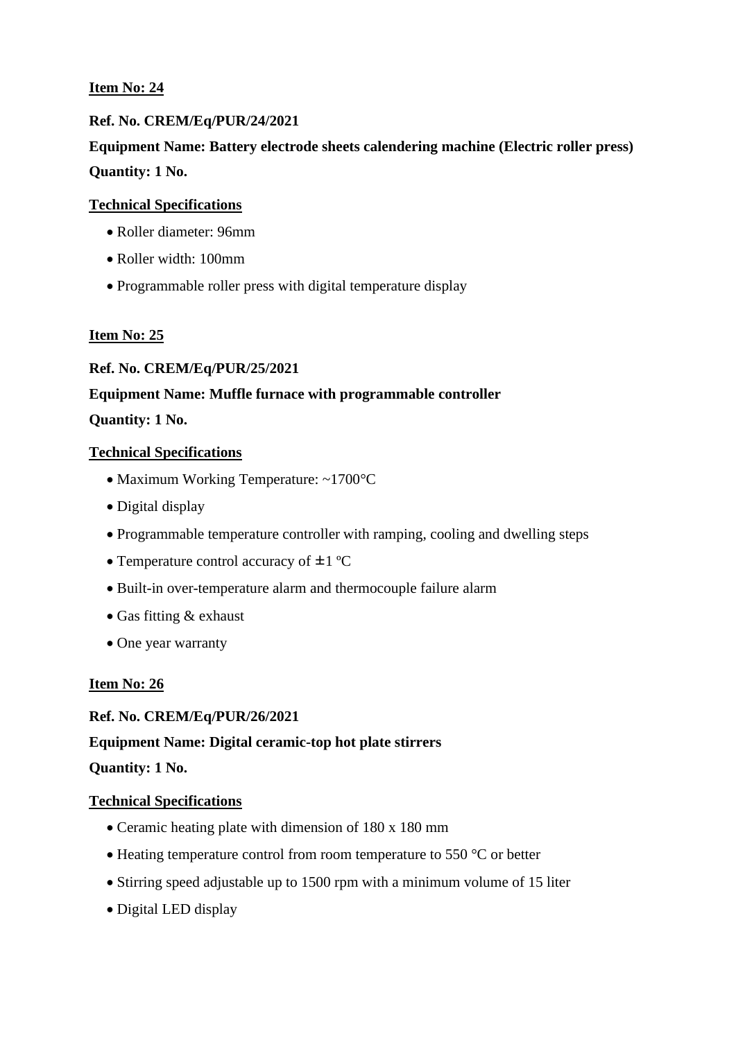**Item No: 24**

**Ref. No. CREM/Eq/PUR/24/2021**

**Equipment Name: Battery electrode sheets calendering machine (Electric roller press)**

**Quantity: 1 No.**

**Technical Specifications**

- Roller diameter: 96mm
- Roller width: 100mm
- Programmable roller press with digital temperature display

**Item No: 25**

**Ref. No. CREM/Eq/PUR/25/2021**

**Equipment Name: Muffle furnace with programmable controller**

**Quantity: 1 No.**

**Technical Specifications**

- Maximum Working Temperature: ~1700°C
- Digital display
- Programmable temperature controller with ramping, cooling and dwelling steps
- Temperature control accuracy of ±1 ºC
- Built-in over-temperature alarm and thermocouple failure alarm
- Gas fitting & exhaust
- One year warranty

**Item No: 26**

**Ref. No. CREM/Eq/PUR/26/2021**

**Equipment Name: Digital ceramic-top hot plate stirrers**

**Quantity: 1 No.**

**Technical Specifications**

- Ceramic heating plate with dimension of 180 x 180 mm
- Heating temperature control from room temperature to 550 °C or better
- Stirring speed adjustable up to 1500 rpm with a minimum volume of 15 liter
- Digital LED display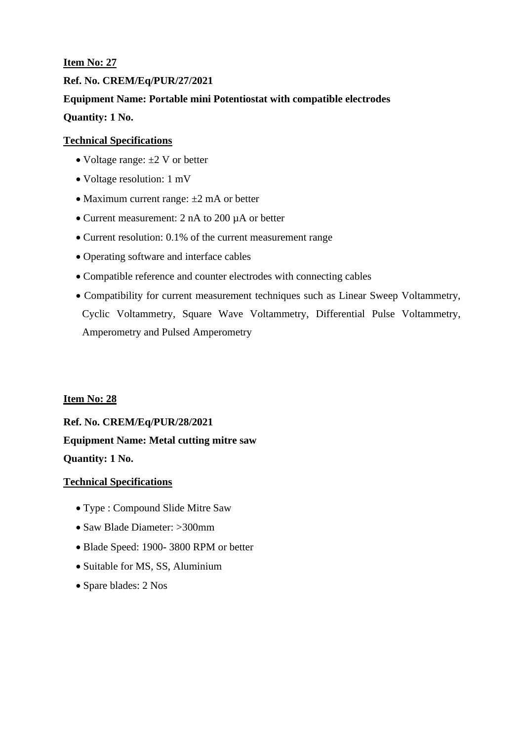**Item No: 27**

**Ref. No. CREM/Eq/PUR/27/2021**

**Equipment Name: Portable mini Potentiostat with compatible electrodes**

**Quantity: 1 No.**

**Technical Specifications**

- Voltage range: ±2 V or better
- Voltage resolution: 1 mV
- Maximum current range: ±2 mA or better
- Current measurement: 2 nA to 200 µA or better
- Current resolution: 0.1% of the current measurement range
- Operating software and interface cables
- Compatible reference and counter electrodes with connecting cables
- Compatibility for current measurement techniques such as Linear Sweep Voltammetry, Cyclic Voltammetry, Square Wave Voltammetry, Differential Pulse Voltammetry, Amperometry and Pulsed Amperometry

**Item No: 28**

**Ref. No. CREM/Eq/PUR/28/2021**

**Equipment Name: Metal cutting mitre saw**

**Quantity: 1 No.**

**Technical Specifications**

- Type : Compound Slide Mitre Saw
- Saw Blade Diameter: >300mm
- Blade Speed: 1900- 3800 RPM or better
- Suitable for MS, SS, Aluminium
- Spare blades: 2 Nos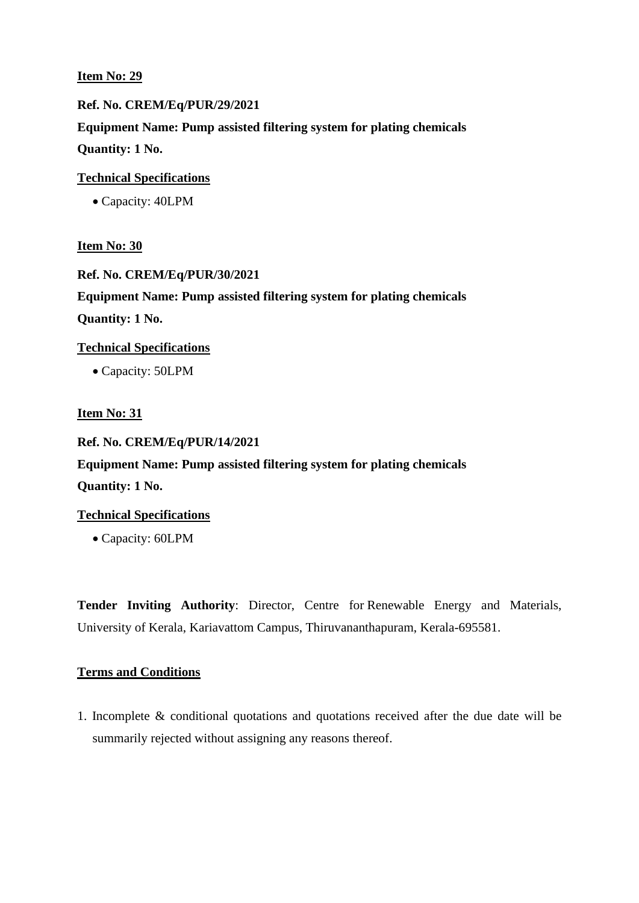**Item No: 29**

**Ref. No. CREM/Eq/PUR/29/2021**

**Equipment Name: Pump assisted filtering system for plating chemicals**

**Quantity: 1 No.**

**Technical Specifications**

- Capacity: 40LPM

**Item No: 30**

**Ref. No. CREM/Eq/PUR/30/2021**

**Equipment Name: Pump assisted filtering system for plating chemicals**

**Quantity: 1 No.**

**Technical Specifications**

- Capacity: 50LPM

**Item No: 31**

**Ref. No. CREM/Eq/PUR/14/2021**

**Equipment Name: Pump assisted filtering system for plating chemicals**

**Quantity: 1 No.**

**Technical Specifications**

- Capacity: 60LPM

**Tender Inviting Authority**: Director, Centre for Renewable Energy and Materials, University of Kerala, Kariavattom Campus, Thiruvananthapuram, Kerala-695581.

**Terms and Conditions**

1. Incomplete & conditional quotations and quotations received after the due date will be summarily rejected without assigning any reasons thereof.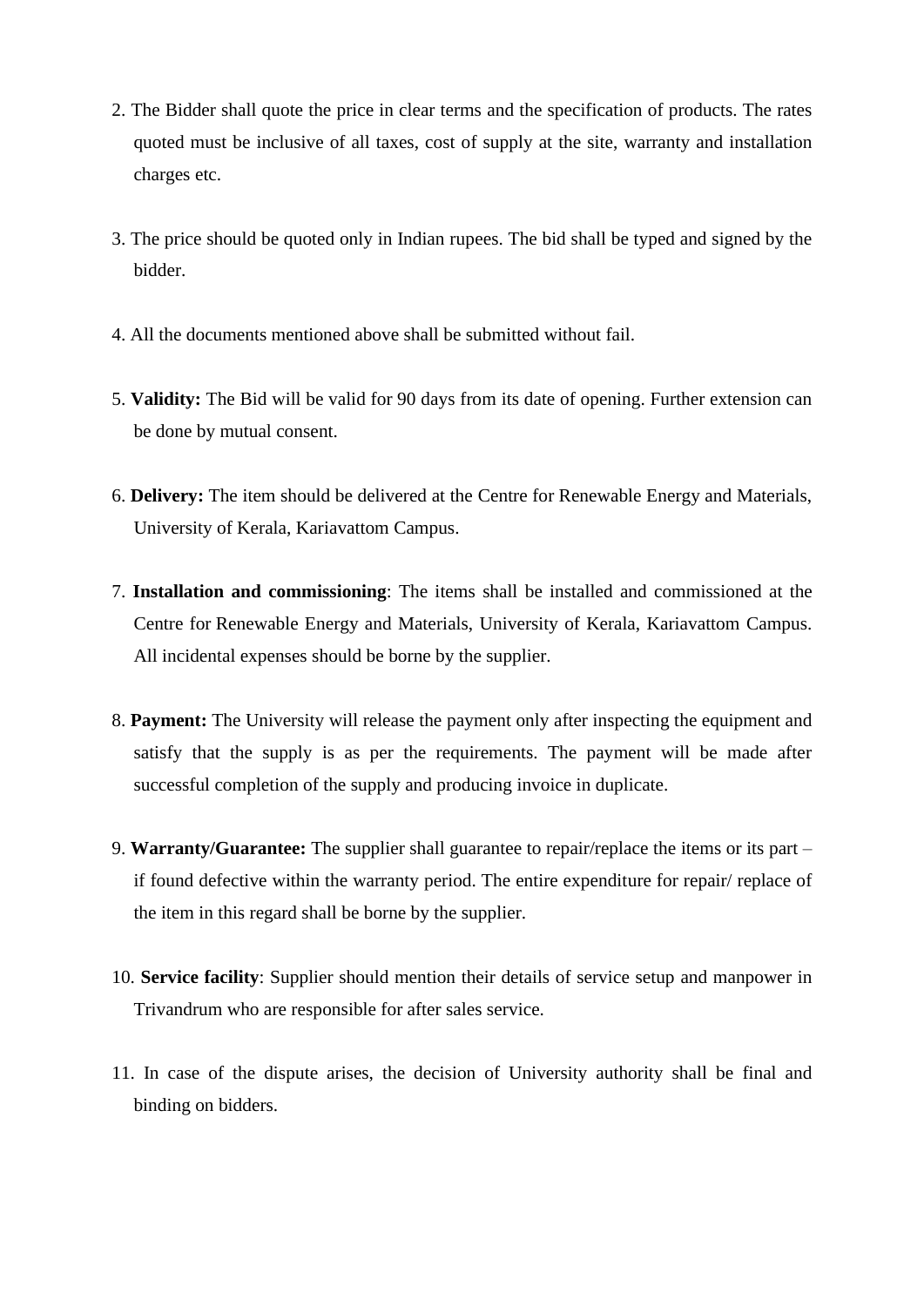2. The Bidder shall quote the price in clear terms and the specification of products. The rates quoted must be inclusive of all taxes, cost of supply at the site, warranty and installation charges etc.

3. The price should be quoted only in Indian rupees. The bid shall be typed and signed by the bidder.

4. All the documents mentioned above shall be submitted without fail.

5. **Validity:** The Bid will be valid for 90 days from its date of opening. Further extension can be done by mutual consent.

6. **Delivery:** The item should be delivered at the Centre for Renewable Energy and Materials, University of Kerala, Kariavattom Campus.

7. **Installation and commissioning**: The items shall be installed and commissioned at the Centre for Renewable Energy and Materials, University of Kerala, Kariavattom Campus. All incidental expenses should be borne by the supplier.

8. **Payment:** The University will release the payment only after inspecting the equipment and satisfy that the supply is as per the requirements. The payment will be made after successful completion of the supply and producing invoice in duplicate.

9. **Warranty/Guarantee:** The supplier shall guarantee to repair/replace the items or its part – if found defective within the warranty period. The entire expenditure for repair/ replace of the item in this regard shall be borne by the supplier.

10. **Service facility**: Supplier should mention their details of service setup and manpower in Trivandrum who are responsible for after sales service.

11. In case of the dispute arises, the decision of University authority shall be final and binding on bidders.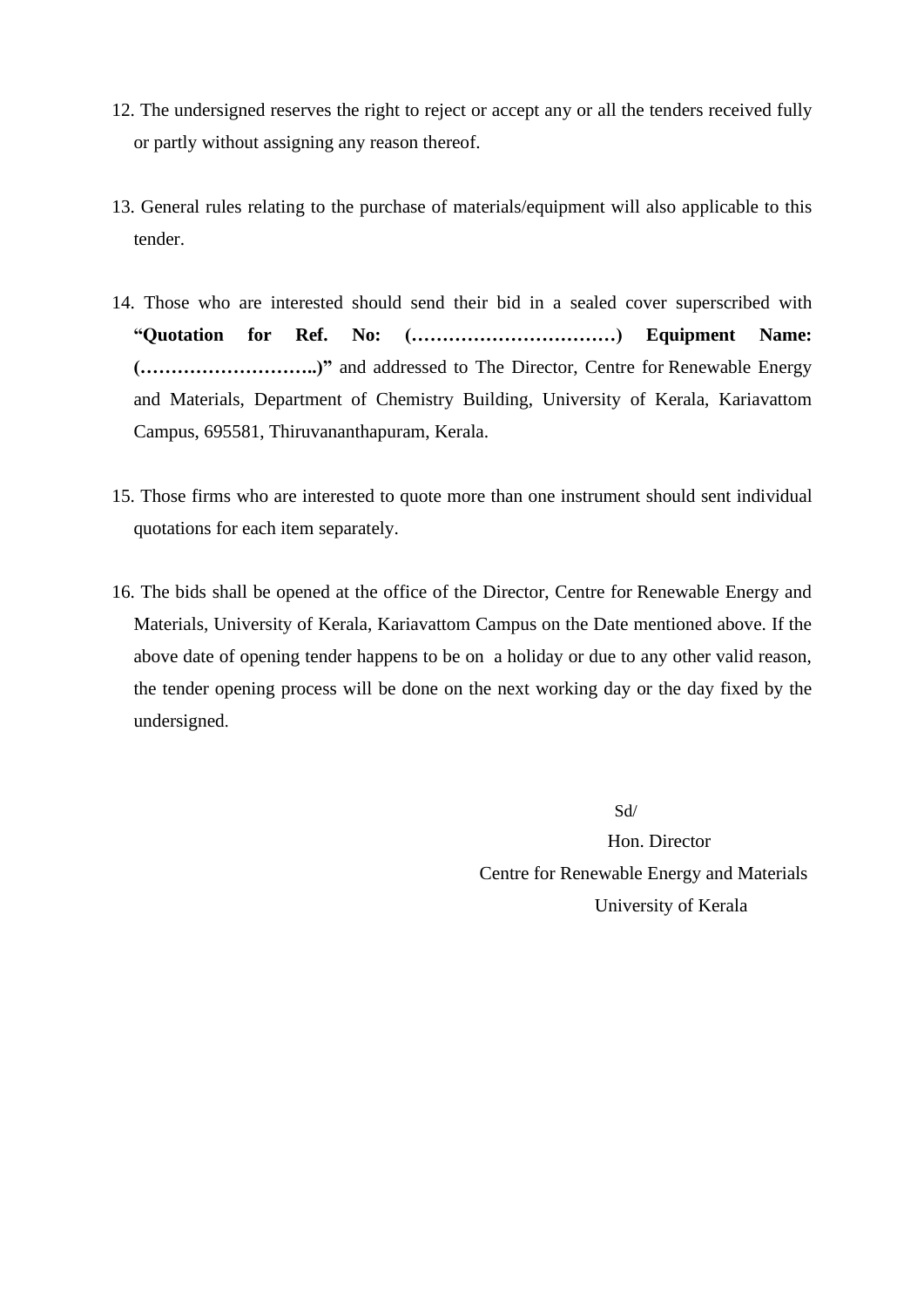12. The undersigned reserves the right to reject or accept any or all the tenders received fully or partly without assigning any reason thereof.

13. General rules relating to the purchase of materials/equipment will also applicable to this tender.

14. Those who are interested should send their bid in a sealed cover superscribed with **"Quotation for Ref. No: (……………………………) Equipment Name: (………………………..)"** and addressed to The Director, Centre for Renewable Energy and Materials, Department of Chemistry Building, University of Kerala, Kariavattom Campus, 695581, Thiruvananthapuram, Kerala.

15. Those firms who are interested to quote more than one instrument should sent individual quotations for each item separately.

16. The bids shall be opened at the office of the Director, Centre for Renewable Energy and Materials, University of Kerala, Kariavattom Campus on the Date mentioned above. If the above date of opening tender happens to be on a holiday or due to any other valid reason, the tender opening process will be done on the next working day or the day fixed by the undersigned.

Sd/

Hon. Director

Centre for Renewable Energy and Materials

University of Kerala